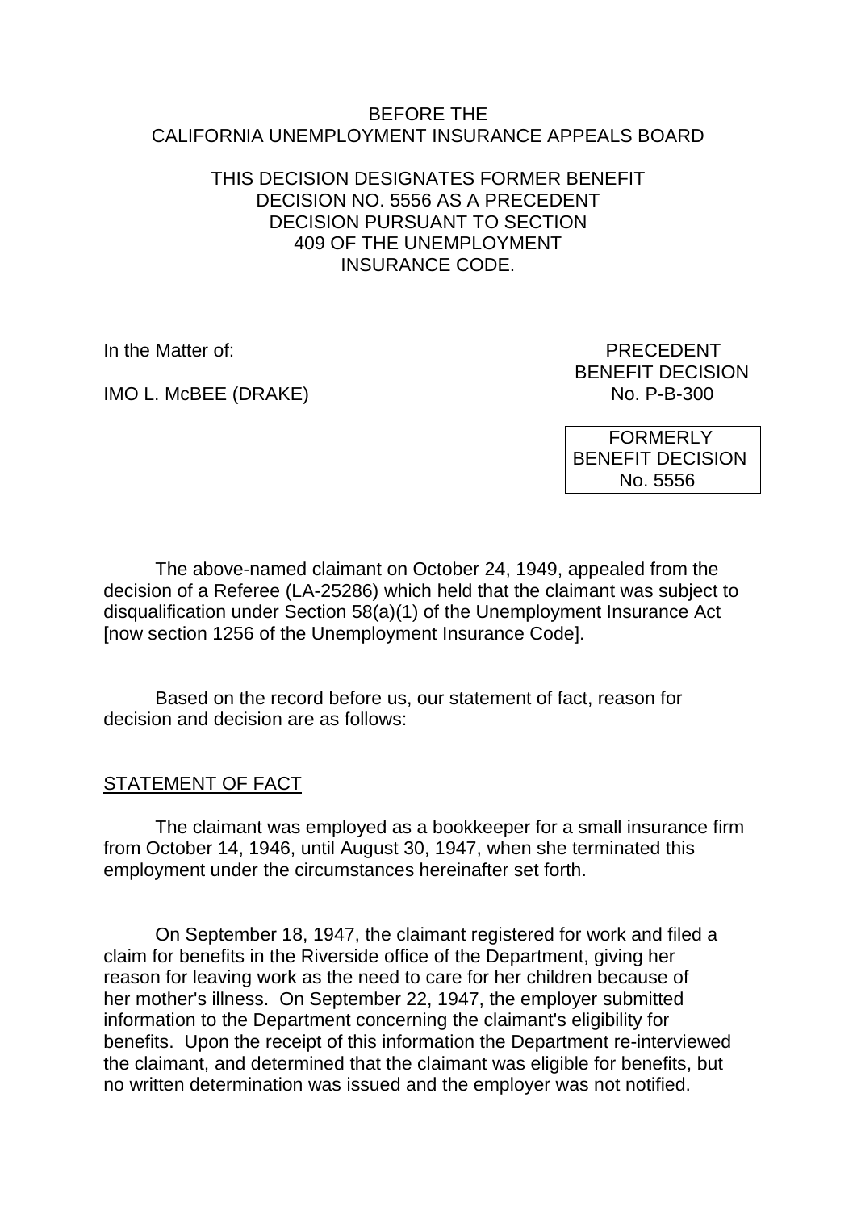BEFORE THE
CALIFORNIA UNEMPLOYMENT INSURANCE APPEALS BOARD

THIS DECISION DESIGNATES FORMER BENEFIT DECISION NO. 5556 AS A PRECEDENT DECISION PURSUANT TO SECTION 409 OF THE UNEMPLOYMENT INSURANCE CODE.

In the Matter of:

IMO L. McBEE (DRAKE)

PRECEDENT
BENEFIT DECISION
No. P-B-300

FORMERLY
BENEFIT DECISION
No. 5556

The above-named claimant on October 24, 1949, appealed from the decision of a Referee (LA-25286) which held that the claimant was subject to disqualification under Section 58(a)(1) of the Unemployment Insurance Act [now section 1256 of the Unemployment Insurance Code].

Based on the record before us, our statement of fact, reason for decision and decision are as follows:

STATEMENT OF FACT

The claimant was employed as a bookkeeper for a small insurance firm from October 14, 1946, until August 30, 1947, when she terminated this employment under the circumstances hereinafter set forth.

On September 18, 1947, the claimant registered for work and filed a claim for benefits in the Riverside office of the Department, giving her reason for leaving work as the need to care for her children because of her mother's illness. On September 22, 1947, the employer submitted information to the Department concerning the claimant's eligibility for benefits. Upon the receipt of this information the Department re-interviewed the claimant, and determined that the claimant was eligible for benefits, but no written determination was issued and the employer was not notified.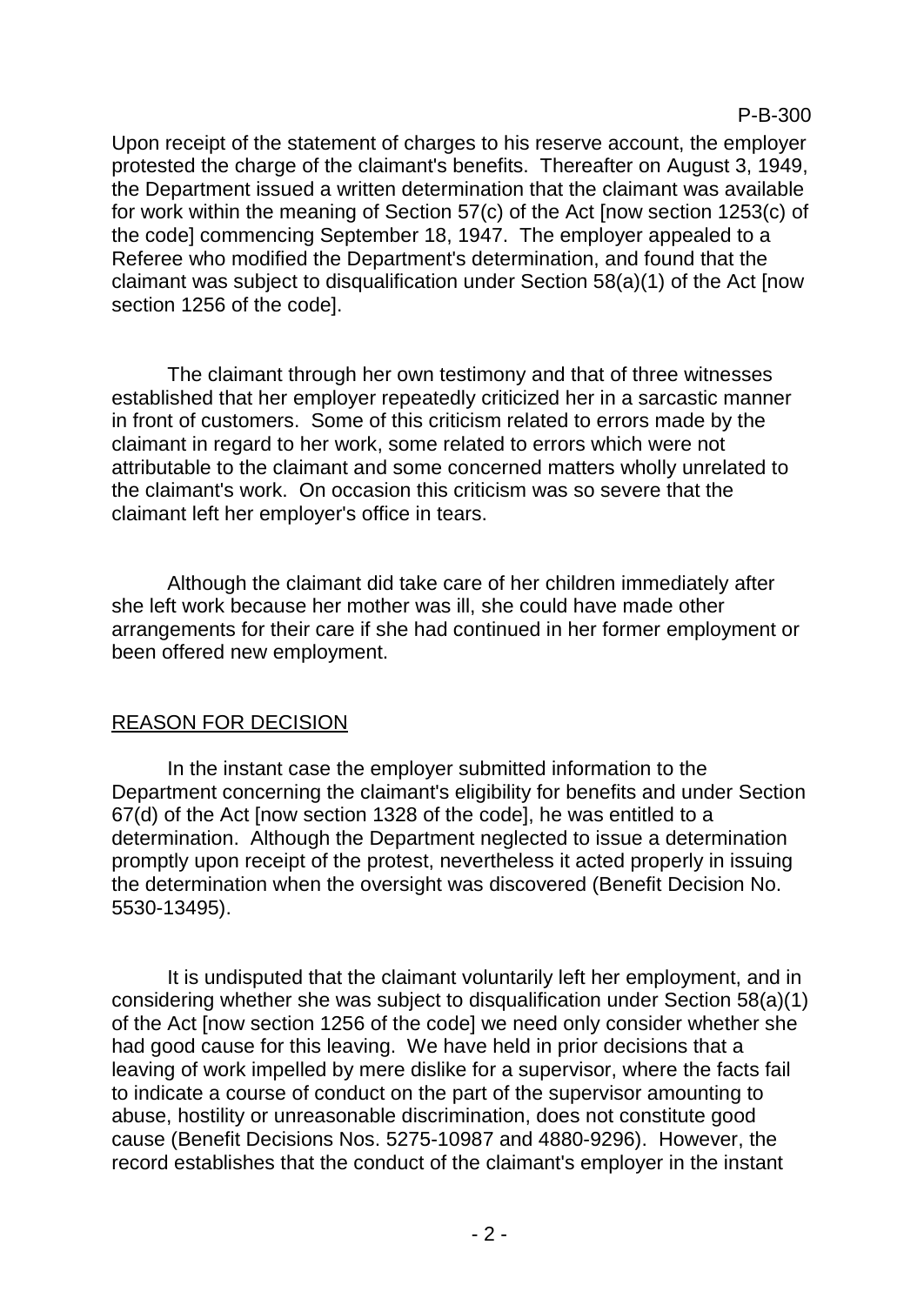Upon receipt of the statement of charges to his reserve account, the employer protested the charge of the claimant's benefits. Thereafter on August 3, 1949, the Department issued a written determination that the claimant was available for work within the meaning of Section 57(c) of the Act [now section 1253(c) of the code] commencing September 18, 1947. The employer appealed to a Referee who modified the Department's determination, and found that the claimant was subject to disqualification under Section 58(a)(1) of the Act [now section 1256 of the code].

The claimant through her own testimony and that of three witnesses established that her employer repeatedly criticized her in a sarcastic manner in front of customers. Some of this criticism related to errors made by the claimant in regard to her work, some related to errors which were not attributable to the claimant and some concerned matters wholly unrelated to the claimant's work. On occasion this criticism was so severe that the claimant left her employer's office in tears.

Although the claimant did take care of her children immediately after she left work because her mother was ill, she could have made other arrangements for their care if she had continued in her former employment or been offered new employment.

## REASON FOR DECISION

In the instant case the employer submitted information to the Department concerning the claimant's eligibility for benefits and under Section 67(d) of the Act [now section 1328 of the code], he was entitled to a determination. Although the Department neglected to issue a determination promptly upon receipt of the protest, nevertheless it acted properly in issuing the determination when the oversight was discovered (Benefit Decision No. 5530-13495).

It is undisputed that the claimant voluntarily left her employment, and in considering whether she was subject to disqualification under Section 58(a)(1) of the Act [now section 1256 of the code] we need only consider whether she had good cause for this leaving. We have held in prior decisions that a leaving of work impelled by mere dislike for a supervisor, where the facts fail to indicate a course of conduct on the part of the supervisor amounting to abuse, hostility or unreasonable discrimination, does not constitute good cause (Benefit Decisions Nos. 5275-10987 and 4880-9296). However, the record establishes that the conduct of the claimant's employer in the instant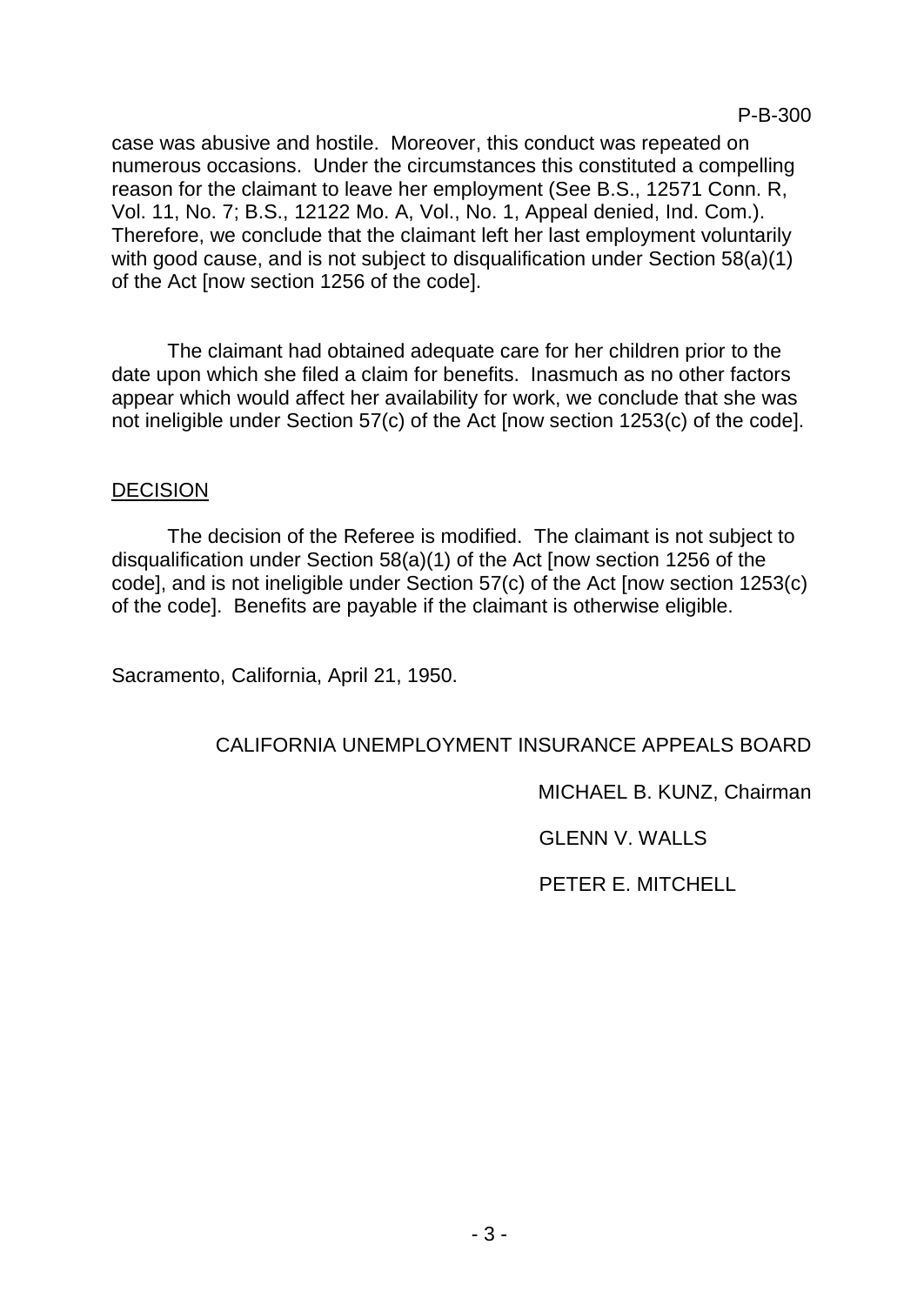case was abusive and hostile. Moreover, this conduct was repeated on numerous occasions. Under the circumstances this constituted a compelling reason for the claimant to leave her employment (See B.S., 12571 Conn. R, Vol. 11, No. 7; B.S., 12122 Mo. A, Vol., No. 1, Appeal denied, Ind. Com.). Therefore, we conclude that the claimant left her last employment voluntarily with good cause, and is not subject to disqualification under Section 58(a)(1) of the Act [now section 1256 of the code].

The claimant had obtained adequate care for her children prior to the date upon which she filed a claim for benefits. Inasmuch as no other factors appear which would affect her availability for work, we conclude that she was not ineligible under Section 57(c) of the Act [now section 1253(c) of the code].

## DECISION

The decision of the Referee is modified. The claimant is not subject to disqualification under Section 58(a)(1) of the Act [now section 1256 of the code], and is not ineligible under Section 57(c) of the Act [now section 1253(c) of the code]. Benefits are payable if the claimant is otherwise eligible.

Sacramento, California, April 21, 1950.

CALIFORNIA UNEMPLOYMENT INSURANCE APPEALS BOARD

MICHAEL B. KUNZ, Chairman

GLENN V. WALLS

PETER E. MITCHELL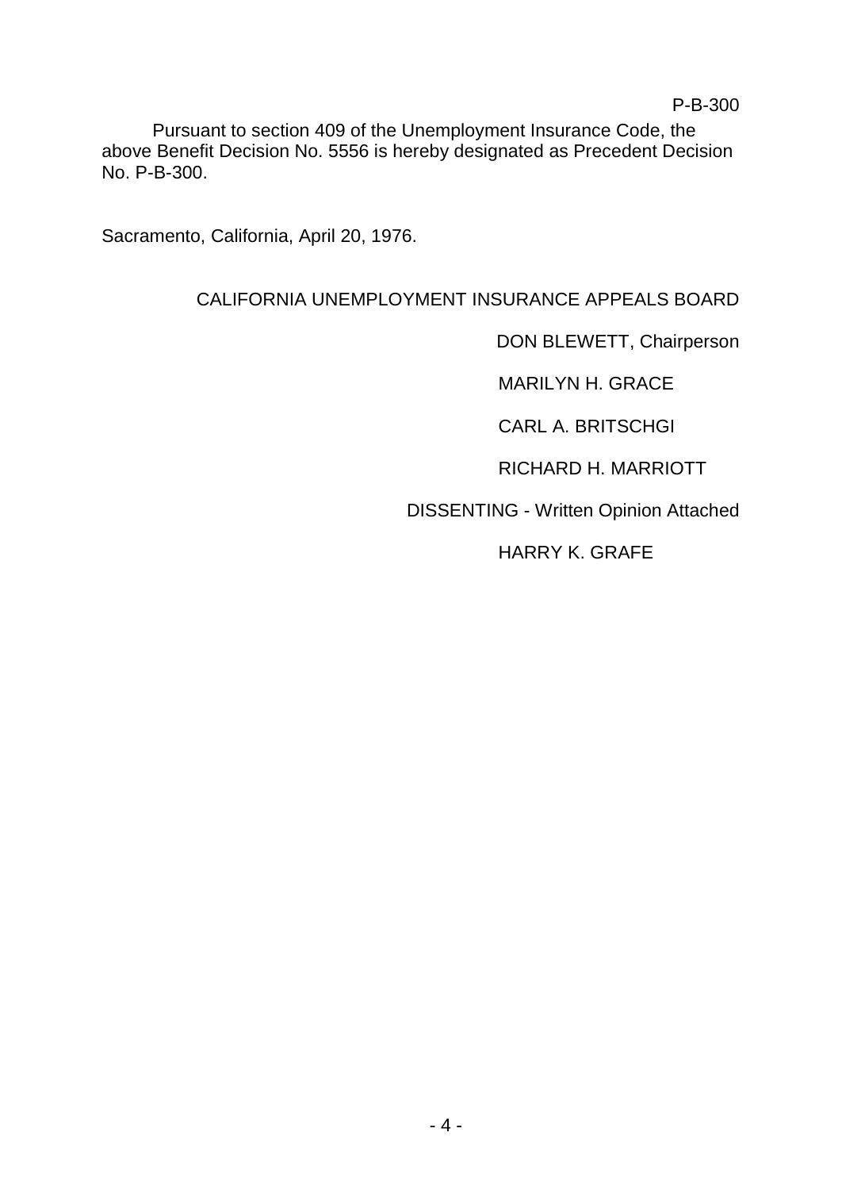P-B-300

Pursuant to section 409 of the Unemployment Insurance Code, the above Benefit Decision No. 5556 is hereby designated as Precedent Decision No. P-B-300.

Sacramento, California, April 20, 1976.

CALIFORNIA UNEMPLOYMENT INSURANCE APPEALS BOARD

DON BLEWETT, Chairperson

MARILYN H. GRACE

CARL A. BRITSCHGI

RICHARD H. MARRIOTT

DISSENTING - Written Opinion Attached

HARRY K. GRAFE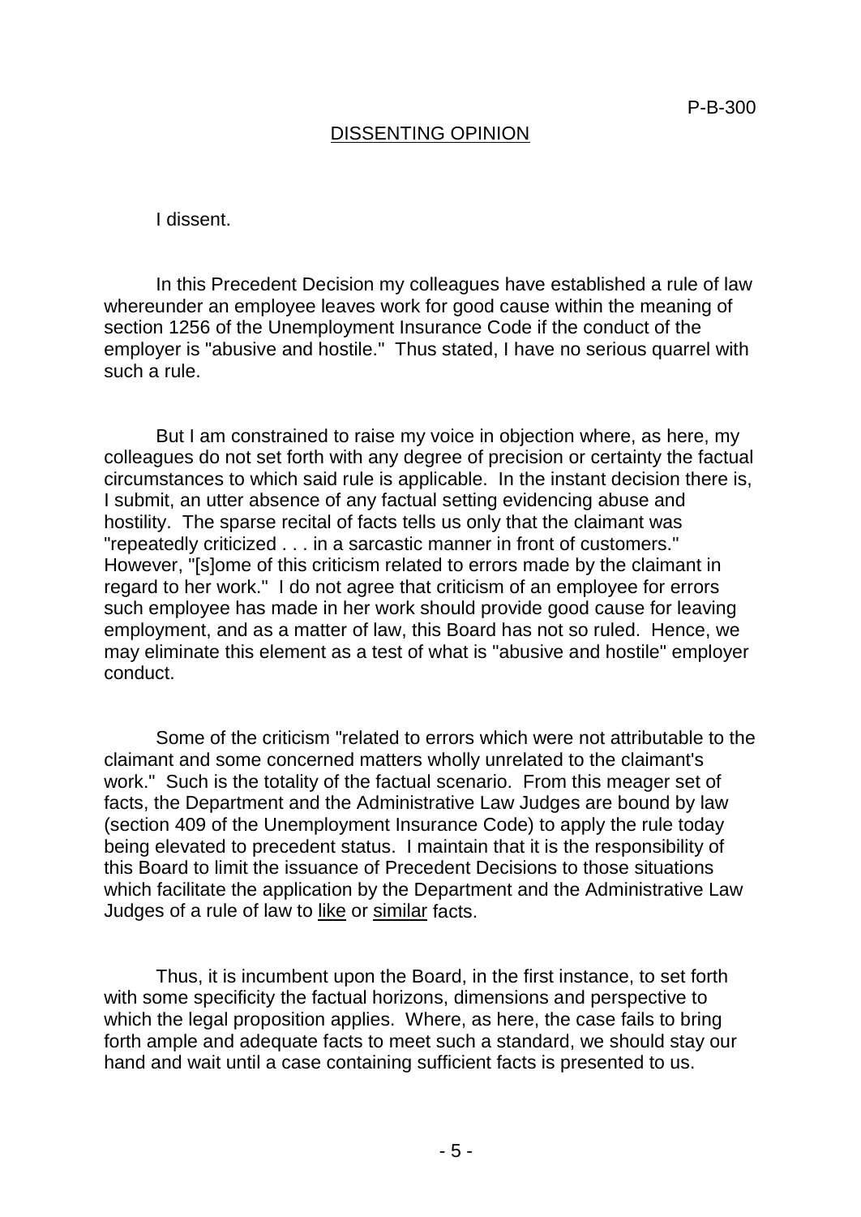## DISSENTING OPINION

I dissent.

In this Precedent Decision my colleagues have established a rule of law whereunder an employee leaves work for good cause within the meaning of section 1256 of the Unemployment Insurance Code if the conduct of the employer is "abusive and hostile." Thus stated, I have no serious quarrel with such a rule.

But I am constrained to raise my voice in objection where, as here, my colleagues do not set forth with any degree of precision or certainty the factual circumstances to which said rule is applicable. In the instant decision there is, I submit, an utter absence of any factual setting evidencing abuse and hostility. The sparse recital of facts tells us only that the claimant was "repeatedly criticized . . . in a sarcastic manner in front of customers." However, "[s]ome of this criticism related to errors made by the claimant in regard to her work." I do not agree that criticism of an employee for errors such employee has made in her work should provide good cause for leaving employment, and as a matter of law, this Board has not so ruled. Hence, we may eliminate this element as a test of what is "abusive and hostile" employer conduct.

Some of the criticism "related to errors which were not attributable to the claimant and some concerned matters wholly unrelated to the claimant's work." Such is the totality of the factual scenario. From this meager set of facts, the Department and the Administrative Law Judges are bound by law (section 409 of the Unemployment Insurance Code) to apply the rule today being elevated to precedent status. I maintain that it is the responsibility of this Board to limit the issuance of Precedent Decisions to those situations which facilitate the application by the Department and the Administrative Law Judges of a rule of law to like or similar facts.

Thus, it is incumbent upon the Board, in the first instance, to set forth with some specificity the factual horizons, dimensions and perspective to which the legal proposition applies. Where, as here, the case fails to bring forth ample and adequate facts to meet such a standard, we should stay our hand and wait until a case containing sufficient facts is presented to us.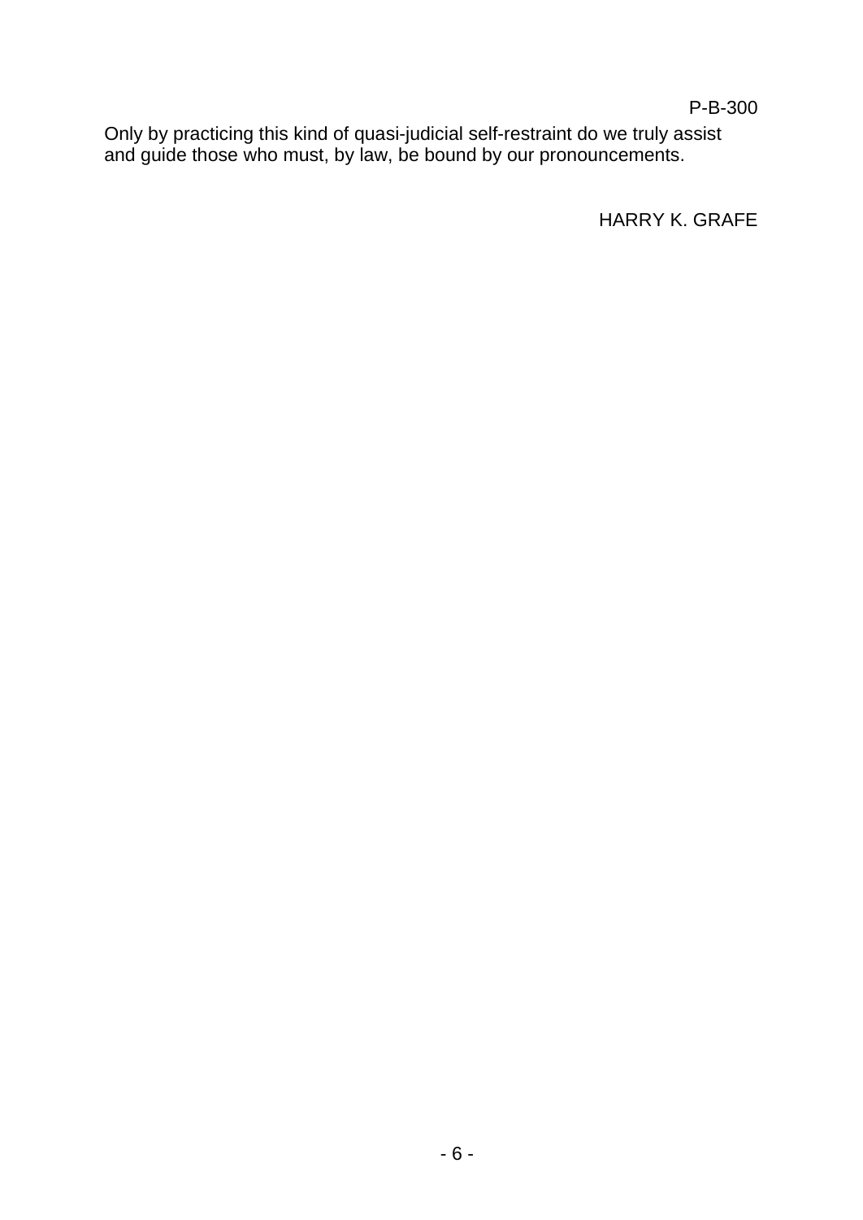Only by practicing this kind of quasi-judicial self-restraint do we truly assist and guide those who must, by law, be bound by our pronouncements.

HARRY K. GRAFE